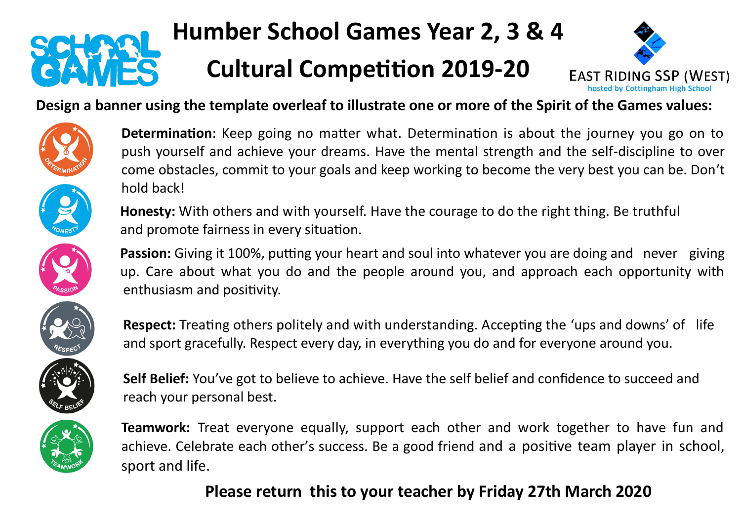# Humber School Games Year 2, 3 & 4

# Cultural Competition 2019-20

EAST RIDING SSP (WEST)
hosted by Cottingham High School

**Design a banner using the template overleaf to illustrate one or more of the Spirit of the Games values:**

**Determination**: Keep going no matter what. Determination is about the journey you go on to push yourself and achieve your dreams. Have the mental strength and the self-discipline to over come obstacles, commit to your goals and keep working to become the very best you can be. Don't hold back!

**Honesty:** With others and with yourself. Have the courage to do the right thing. Be truthful and promote fairness in every situation.

**Passion:** Giving it 100%, putting your heart and soul into whatever you are doing and never giving up. Care about what you do and the people around you, and approach each opportunity with enthusiasm and positivity.

**Respect:** Treating others politely and with understanding. Accepting the 'ups and downs' of life and sport gracefully. Respect every day, in everything you do and for everyone around you.

**Self Belief:** You've got to believe to achieve. Have the self belief and confidence to succeed and reach your personal best.

**Teamwork:** Treat everyone equally, support each other and work together to have fun and achieve. Celebrate each other's success. Be a good friend and a positive team player in school, sport and life.

**Please return this to your teacher by Friday 27th March 2020**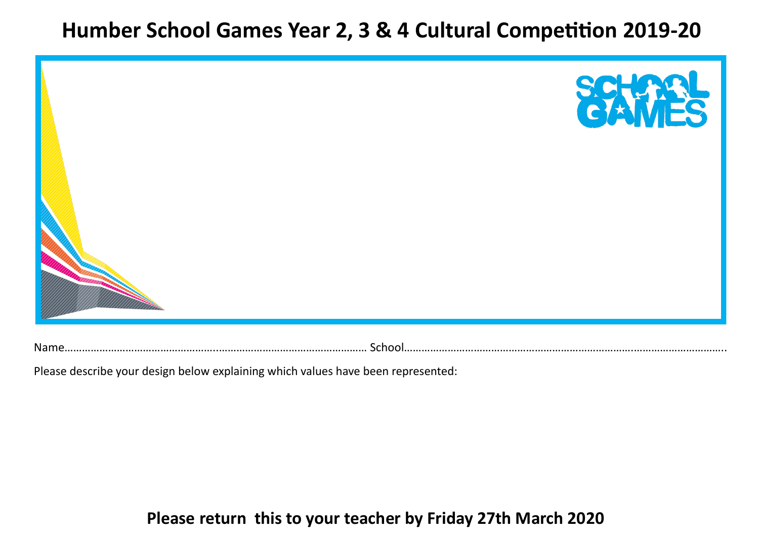# Humber School Games Year 2, 3 & 4 Cultural Competition 2019-20

SCHOOL GAMES

Name………………………………………………………………………………………… School…………………………………………………………………………………………….

Please describe your design below explaining which values have been represented:

**Please return this to your teacher by Friday 27th March 2020**